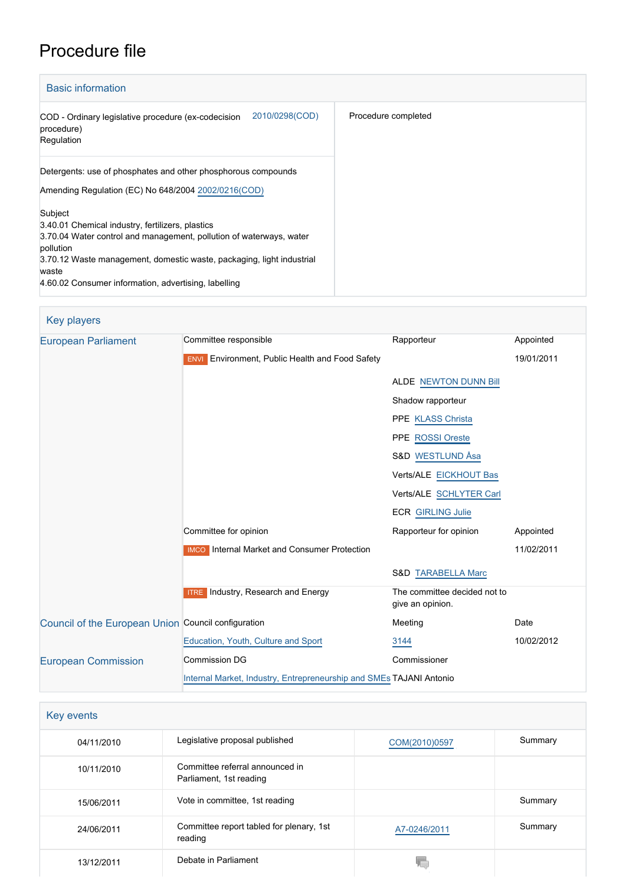# Procedure file

## Basic information

| | |
|---|---|
| COD - Ordinary legislative procedure (ex-codecision procedure) Regulation 2010/0298(COD) | Procedure completed |
| Detergents: use of phosphates and other phosphorous compounds<br>Amending Regulation (EC) No 648/2004 2002/0216(COD)<br><br>Subject<br>3.40.01 Chemical industry, fertilizers, plastics<br>3.70.04 Water control and management, pollution of waterways, water pollution<br>3.70.12 Waste management, domestic waste, packaging, light industrial waste<br>4.60.02 Consumer information, advertising, labelling | |

## Key players

| | | | |
|---|---|---|---|
| European Parliament | Committee responsible | Rapporteur | Appointed |
| | ENVI Environment, Public Health and Food Safety | | 19/01/2011 |
| | | ALDE NEWTON DUNN Bill | |
| | | Shadow rapporteur | |
| | | PPE KLASS Christa | |
| | | PPE ROSSI Oreste | |
| | | S&D WESTLUND Åsa | |
| | | Verts/ALE EICKHOUT Bas | |
| | | Verts/ALE SCHLYTER Carl | |
| | | ECR GIRLING Julie | |
| | Committee for opinion | Rapporteur for opinion | Appointed |
| | IMCO Internal Market and Consumer Protection | | 11/02/2011 |
| | | S&D TARABELLA Marc | |
| | ITRE Industry, Research and Energy | The committee decided not to give an opinion. | |
| Council of the European Union | Council configuration | Meeting | Date |
| | Education, Youth, Culture and Sport | 3144 | 10/02/2012 |
| European Commission | Commission DG | Commissioner | |
| | Internal Market, Industry, Entrepreneurship and SMEs | TAJANI Antonio | |

## Key events

| | | | |
|---|---|---|---|
| 04/11/2010 | Legislative proposal published | COM(2010)0597 | Summary |
| 10/11/2010 | Committee referral announced in Parliament, 1st reading | | |
| 15/06/2011 | Vote in committee, 1st reading | | Summary |
| 24/06/2011 | Committee report tabled for plenary, 1st reading | A7-0246/2011 | Summary |
| 13/12/2011 | Debate in Parliament | | |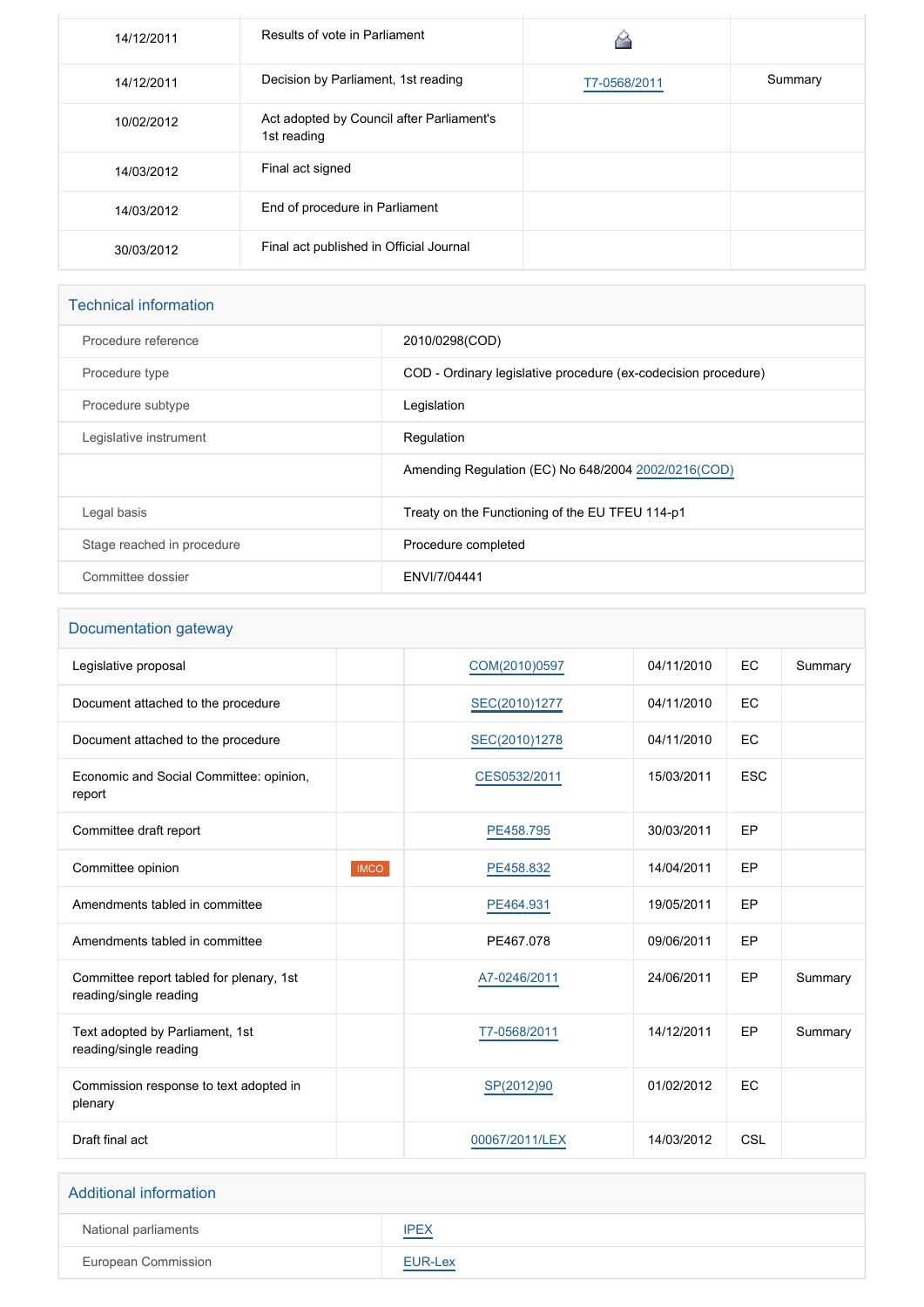| | | | |
|---|---|---|---|
| 14/12/2011 | Results of vote in Parliament | | |
| 14/12/2011 | Decision by Parliament, 1st reading | T7-0568/2011 | Summary |
| 10/02/2012 | Act adopted by Council after Parliament's 1st reading | | |
| 14/03/2012 | Final act signed | | |
| 14/03/2012 | End of procedure in Parliament | | |
| 30/03/2012 | Final act published in Official Journal | | |

## Technical information

| | |
|---|---|
| Procedure reference | 2010/0298(COD) |
| Procedure type | COD - Ordinary legislative procedure (ex-codecision procedure) |
| Procedure subtype | Legislation |
| Legislative instrument | Regulation |
| | Amending Regulation (EC) No 648/2004 2002/0216(COD) |
| Legal basis | Treaty on the Functioning of the EU TFEU 114-p1 |
| Stage reached in procedure | Procedure completed |
| Committee dossier | ENVI/7/04441 |

## Documentation gateway

| | | | | | |
|---|---|---|---|---|---|
| Legislative proposal | | COM(2010)0597 | 04/11/2010 | EC | Summary |
| Document attached to the procedure | | SEC(2010)1277 | 04/11/2010 | EC | |
| Document attached to the procedure | | SEC(2010)1278 | 04/11/2010 | EC | |
| Economic and Social Committee: opinion, report | | CES0532/2011 | 15/03/2011 | ESC | |
| Committee draft report | | PE458.795 | 30/03/2011 | EP | |
| Committee opinion | IMCO | PE458.832 | 14/04/2011 | EP | |
| Amendments tabled in committee | | PE464.931 | 19/05/2011 | EP | |
| Amendments tabled in committee | | PE467.078 | 09/06/2011 | EP | |
| Committee report tabled for plenary, 1st reading/single reading | | A7-0246/2011 | 24/06/2011 | EP | Summary |
| Text adopted by Parliament, 1st reading/single reading | | T7-0568/2011 | 14/12/2011 | EP | Summary |
| Commission response to text adopted in plenary | | SP(2012)90 | 01/02/2012 | EC | |
| Draft final act | | 00067/2011/LEX | 14/03/2012 | CSL | |

## Additional information

| | |
|---|---|
| National parliaments | IPEX |
| European Commission | EUR-Lex |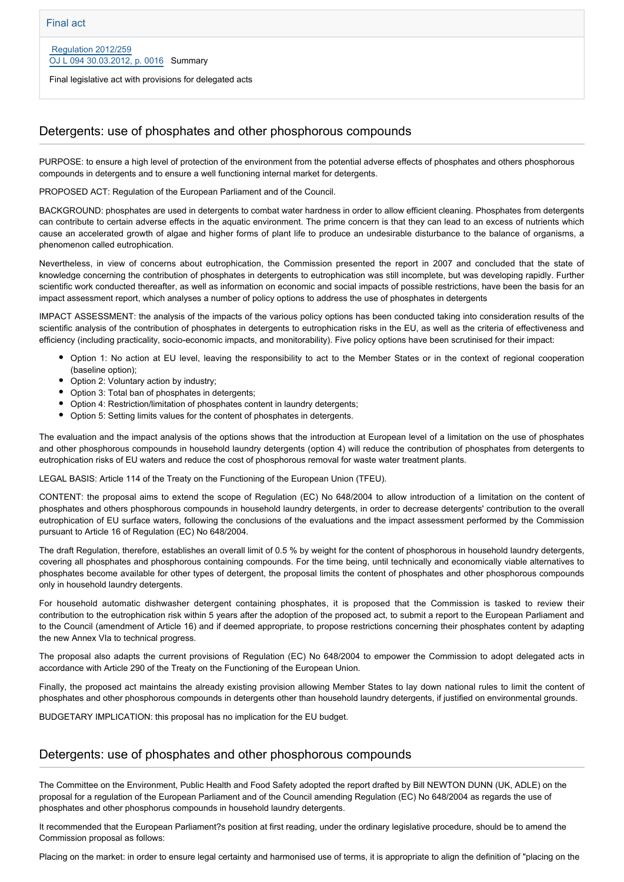Final act

Regulation 2012/259
OJ L 094 30.03.2012, p. 0016 Summary

Final legislative act with provisions for delegated acts

## Detergents: use of phosphates and other phosphorous compounds

PURPOSE: to ensure a high level of protection of the environment from the potential adverse effects of phosphates and others phosphorous compounds in detergents and to ensure a well functioning internal market for detergents.

PROPOSED ACT: Regulation of the European Parliament and of the Council.

BACKGROUND: phosphates are used in detergents to combat water hardness in order to allow efficient cleaning. Phosphates from detergents can contribute to certain adverse effects in the aquatic environment. The prime concern is that they can lead to an excess of nutrients which cause an accelerated growth of algae and higher forms of plant life to produce an undesirable disturbance to the balance of organisms, a phenomenon called eutrophication.

Nevertheless, in view of concerns about eutrophication, the Commission presented the report in 2007 and concluded that the state of knowledge concerning the contribution of phosphates in detergents to eutrophication was still incomplete, but was developing rapidly. Further scientific work conducted thereafter, as well as information on economic and social impacts of possible restrictions, have been the basis for an impact assessment report, which analyses a number of policy options to address the use of phosphates in detergents

IMPACT ASSESSMENT: the analysis of the impacts of the various policy options has been conducted taking into consideration results of the scientific analysis of the contribution of phosphates in detergents to eutrophication risks in the EU, as well as the criteria of effectiveness and efficiency (including practicality, socio-economic impacts, and monitorability). Five policy options have been scrutinised for their impact:

- Option 1: No action at EU level, leaving the responsibility to act to the Member States or in the context of regional cooperation (baseline option);
- Option 2: Voluntary action by industry;
- Option 3: Total ban of phosphates in detergents;
- Option 4: Restriction/limitation of phosphates content in laundry detergents;
- Option 5: Setting limits values for the content of phosphates in detergents.

The evaluation and the impact analysis of the options shows that the introduction at European level of a limitation on the use of phosphates and other phosphorous compounds in household laundry detergents (option 4) will reduce the contribution of phosphates from detergents to eutrophication risks of EU waters and reduce the cost of phosphorous removal for waste water treatment plants.

LEGAL BASIS: Article 114 of the Treaty on the Functioning of the European Union (TFEU).

CONTENT: the proposal aims to extend the scope of Regulation (EC) No 648/2004 to allow introduction of a limitation on the content of phosphates and others phosphorous compounds in household laundry detergents, in order to decrease detergents' contribution to the overall eutrophication of EU surface waters, following the conclusions of the evaluations and the impact assessment performed by the Commission pursuant to Article 16 of Regulation (EC) No 648/2004.

The draft Regulation, therefore, establishes an overall limit of 0.5 % by weight for the content of phosphorous in household laundry detergents, covering all phosphates and phosphorous containing compounds. For the time being, until technically and economically viable alternatives to phosphates become available for other types of detergent, the proposal limits the content of phosphates and other phosphorous compounds only in household laundry detergents.

For household automatic dishwasher detergent containing phosphates, it is proposed that the Commission is tasked to review their contribution to the eutrophication risk within 5 years after the adoption of the proposed act, to submit a report to the European Parliament and to the Council (amendment of Article 16) and if deemed appropriate, to propose restrictions concerning their phosphates content by adapting the new Annex VIa to technical progress.

The proposal also adapts the current provisions of Regulation (EC) No 648/2004 to empower the Commission to adopt delegated acts in accordance with Article 290 of the Treaty on the Functioning of the European Union.

Finally, the proposed act maintains the already existing provision allowing Member States to lay down national rules to limit the content of phosphates and other phosphorous compounds in detergents other than household laundry detergents, if justified on environmental grounds.

BUDGETARY IMPLICATION: this proposal has no implication for the EU budget.

## Detergents: use of phosphates and other phosphorous compounds

The Committee on the Environment, Public Health and Food Safety adopted the report drafted by Bill NEWTON DUNN (UK, ADLE) on the proposal for a regulation of the European Parliament and of the Council amending Regulation (EC) No 648/2004 as regards the use of phosphates and other phosphorus compounds in household laundry detergents.

It recommended that the European Parliament?s position at first reading, under the ordinary legislative procedure, should be to amend the Commission proposal as follows:

Placing on the market: in order to ensure legal certainty and harmonised use of terms, it is appropriate to align the definition of "placing on the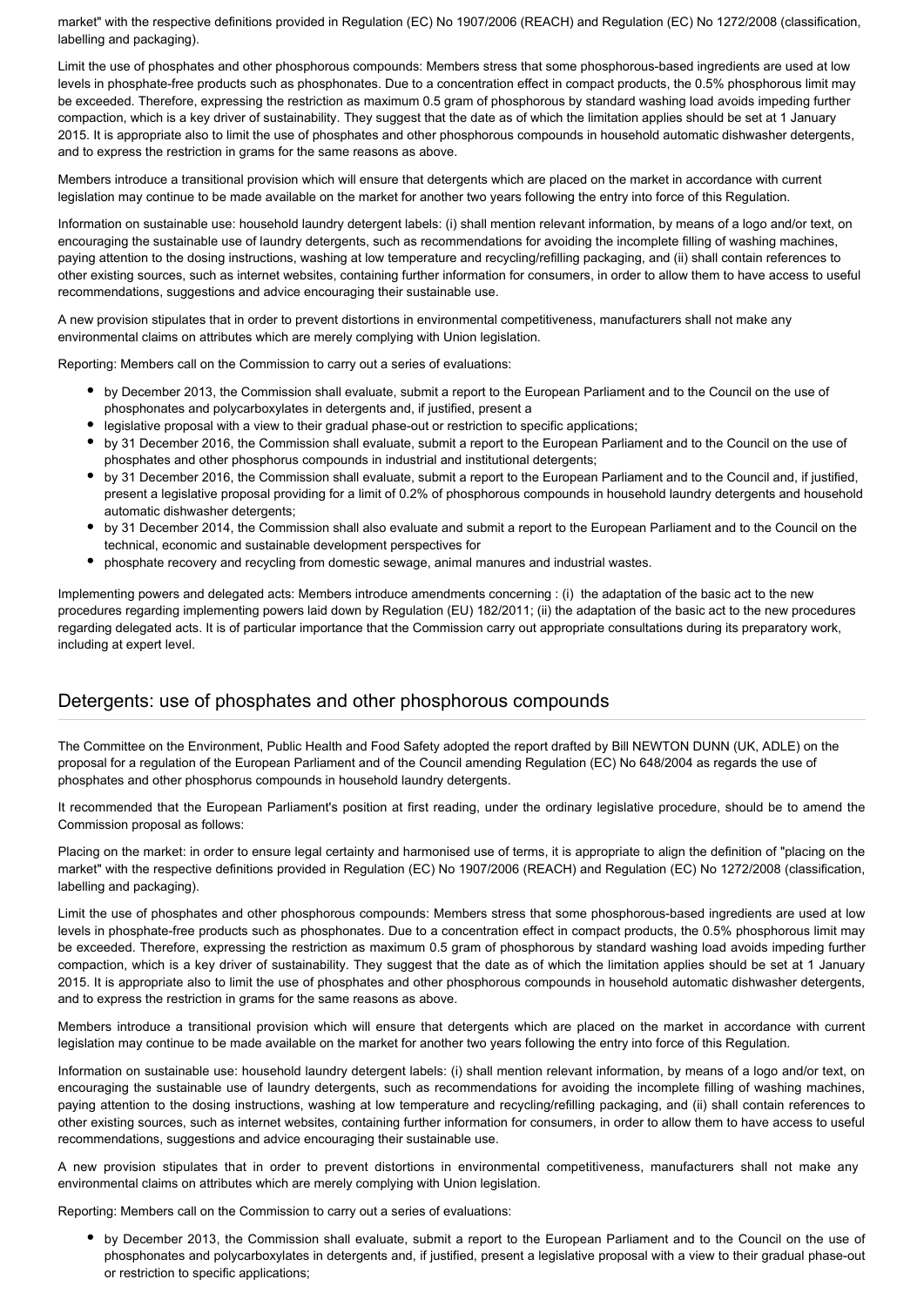market" with the respective definitions provided in Regulation (EC) No 1907/2006 (REACH) and Regulation (EC) No 1272/2008 (classification, labelling and packaging).

Limit the use of phosphates and other phosphorous compounds: Members stress that some phosphorous-based ingredients are used at low levels in phosphate-free products such as phosphonates. Due to a concentration effect in compact products, the 0.5% phosphorous limit may be exceeded. Therefore, expressing the restriction as maximum 0.5 gram of phosphorous by standard washing load avoids impeding further compaction, which is a key driver of sustainability. They suggest that the date as of which the limitation applies should be set at 1 January 2015. It is appropriate also to limit the use of phosphates and other phosphorous compounds in household automatic dishwasher detergents, and to express the restriction in grams for the same reasons as above.

Members introduce a transitional provision which will ensure that detergents which are placed on the market in accordance with current legislation may continue to be made available on the market for another two years following the entry into force of this Regulation.

Information on sustainable use: household laundry detergent labels: (i) shall mention relevant information, by means of a logo and/or text, on encouraging the sustainable use of laundry detergents, such as recommendations for avoiding the incomplete filling of washing machines, paying attention to the dosing instructions, washing at low temperature and recycling/refilling packaging, and (ii) shall contain references to other existing sources, such as internet websites, containing further information for consumers, in order to allow them to have access to useful recommendations, suggestions and advice encouraging their sustainable use.

A new provision stipulates that in order to prevent distortions in environmental competitiveness, manufacturers shall not make any environmental claims on attributes which are merely complying with Union legislation.

Reporting: Members call on the Commission to carry out a series of evaluations:

- by December 2013, the Commission shall evaluate, submit a report to the European Parliament and to the Council on the use of phosphonates and polycarboxylates in detergents and, if justified, present a
- legislative proposal with a view to their gradual phase-out or restriction to specific applications;
- by 31 December 2016, the Commission shall evaluate, submit a report to the European Parliament and to the Council on the use of phosphates and other phosphorus compounds in industrial and institutional detergents;
- by 31 December 2016, the Commission shall evaluate, submit a report to the European Parliament and to the Council and, if justified, present a legislative proposal providing for a limit of 0.2% of phosphorous compounds in household laundry detergents and household automatic dishwasher detergents;
- by 31 December 2014, the Commission shall also evaluate and submit a report to the European Parliament and to the Council on the technical, economic and sustainable development perspectives for
- phosphate recovery and recycling from domestic sewage, animal manures and industrial wastes.

Implementing powers and delegated acts: Members introduce amendments concerning : (i) the adaptation of the basic act to the new procedures regarding implementing powers laid down by Regulation (EU) 182/2011; (ii) the adaptation of the basic act to the new procedures regarding delegated acts. It is of particular importance that the Commission carry out appropriate consultations during its preparatory work, including at expert level.

## Detergents: use of phosphates and other phosphorous compounds

The Committee on the Environment, Public Health and Food Safety adopted the report drafted by Bill NEWTON DUNN (UK, ADLE) on the proposal for a regulation of the European Parliament and of the Council amending Regulation (EC) No 648/2004 as regards the use of phosphates and other phosphorus compounds in household laundry detergents.

It recommended that the European Parliament's position at first reading, under the ordinary legislative procedure, should be to amend the Commission proposal as follows:

Placing on the market: in order to ensure legal certainty and harmonised use of terms, it is appropriate to align the definition of "placing on the market" with the respective definitions provided in Regulation (EC) No 1907/2006 (REACH) and Regulation (EC) No 1272/2008 (classification, labelling and packaging).

Limit the use of phosphates and other phosphorous compounds: Members stress that some phosphorous-based ingredients are used at low levels in phosphate-free products such as phosphonates. Due to a concentration effect in compact products, the 0.5% phosphorous limit may be exceeded. Therefore, expressing the restriction as maximum 0.5 gram of phosphorous by standard washing load avoids impeding further compaction, which is a key driver of sustainability. They suggest that the date as of which the limitation applies should be set at 1 January 2015. It is appropriate also to limit the use of phosphates and other phosphorous compounds in household automatic dishwasher detergents, and to express the restriction in grams for the same reasons as above.

Members introduce a transitional provision which will ensure that detergents which are placed on the market in accordance with current legislation may continue to be made available on the market for another two years following the entry into force of this Regulation.

Information on sustainable use: household laundry detergent labels: (i) shall mention relevant information, by means of a logo and/or text, on encouraging the sustainable use of laundry detergents, such as recommendations for avoiding the incomplete filling of washing machines, paying attention to the dosing instructions, washing at low temperature and recycling/refilling packaging, and (ii) shall contain references to other existing sources, such as internet websites, containing further information for consumers, in order to allow them to have access to useful recommendations, suggestions and advice encouraging their sustainable use.

A new provision stipulates that in order to prevent distortions in environmental competitiveness, manufacturers shall not make any environmental claims on attributes which are merely complying with Union legislation.

Reporting: Members call on the Commission to carry out a series of evaluations:

- by December 2013, the Commission shall evaluate, submit a report to the European Parliament and to the Council on the use of phosphonates and polycarboxylates in detergents and, if justified, present a legislative proposal with a view to their gradual phase-out or restriction to specific applications;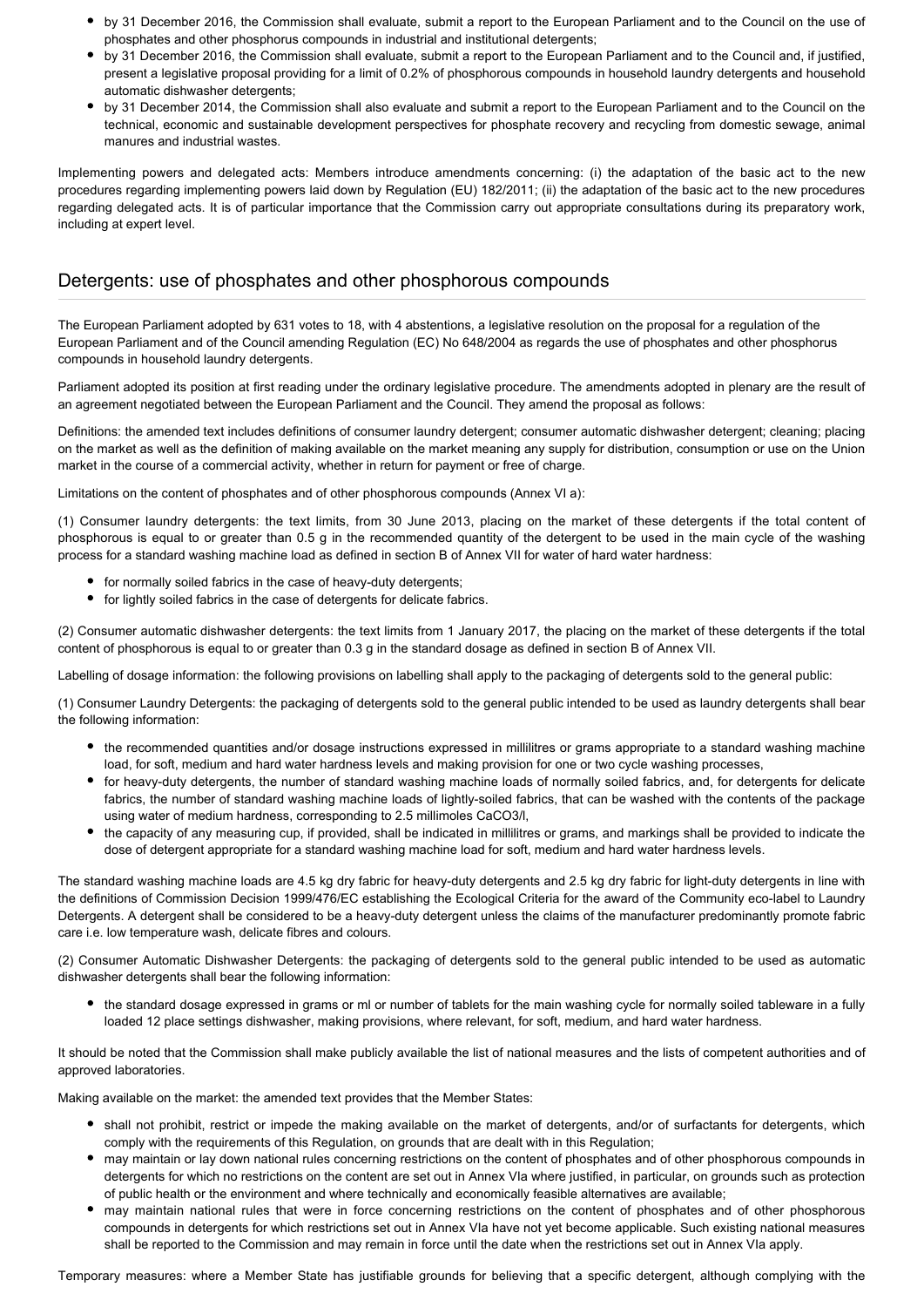- by 31 December 2016, the Commission shall evaluate, submit a report to the European Parliament and to the Council on the use of phosphates and other phosphorus compounds in industrial and institutional detergents;
- by 31 December 2016, the Commission shall evaluate, submit a report to the European Parliament and to the Council and, if justified, present a legislative proposal providing for a limit of 0.2% of phosphorous compounds in household laundry detergents and household automatic dishwasher detergents;
- by 31 December 2014, the Commission shall also evaluate and submit a report to the European Parliament and to the Council on the technical, economic and sustainable development perspectives for phosphate recovery and recycling from domestic sewage, animal manures and industrial wastes.

Implementing powers and delegated acts: Members introduce amendments concerning: (i) the adaptation of the basic act to the new procedures regarding implementing powers laid down by Regulation (EU) 182/2011; (ii) the adaptation of the basic act to the new procedures regarding delegated acts. It is of particular importance that the Commission carry out appropriate consultations during its preparatory work, including at expert level.

## Detergents: use of phosphates and other phosphorous compounds

The European Parliament adopted by 631 votes to 18, with 4 abstentions, a legislative resolution on the proposal for a regulation of the European Parliament and of the Council amending Regulation (EC) No 648/2004 as regards the use of phosphates and other phosphorus compounds in household laundry detergents.

Parliament adopted its position at first reading under the ordinary legislative procedure. The amendments adopted in plenary are the result of an agreement negotiated between the European Parliament and the Council. They amend the proposal as follows:

Definitions: the amended text includes definitions of consumer laundry detergent; consumer automatic dishwasher detergent; cleaning; placing on the market as well as the definition of making available on the market meaning any supply for distribution, consumption or use on the Union market in the course of a commercial activity, whether in return for payment or free of charge.

Limitations on the content of phosphates and of other phosphorous compounds (Annex VI a):

(1) Consumer laundry detergents: the text limits, from 30 June 2013, placing on the market of these detergents if the total content of phosphorous is equal to or greater than 0.5 g in the recommended quantity of the detergent to be used in the main cycle of the washing process for a standard washing machine load as defined in section B of Annex VII for water of hard water hardness:

- for normally soiled fabrics in the case of heavy-duty detergents;
- for lightly soiled fabrics in the case of detergents for delicate fabrics.

(2) Consumer automatic dishwasher detergents: the text limits from 1 January 2017, the placing on the market of these detergents if the total content of phosphorous is equal to or greater than 0.3 g in the standard dosage as defined in section B of Annex VII.

Labelling of dosage information: the following provisions on labelling shall apply to the packaging of detergents sold to the general public:

(1) Consumer Laundry Detergents: the packaging of detergents sold to the general public intended to be used as laundry detergents shall bear the following information:

- the recommended quantities and/or dosage instructions expressed in millilitres or grams appropriate to a standard washing machine load, for soft, medium and hard water hardness levels and making provision for one or two cycle washing processes,
- for heavy-duty detergents, the number of standard washing machine loads of normally soiled fabrics, and, for detergents for delicate fabrics, the number of standard washing machine loads of lightly-soiled fabrics, that can be washed with the contents of the package using water of medium hardness, corresponding to 2.5 millimoles $CaCO_3$/l,
- the capacity of any measuring cup, if provided, shall be indicated in millilitres or grams, and markings shall be provided to indicate the dose of detergent appropriate for a standard washing machine load for soft, medium and hard water hardness levels.

The standard washing machine loads are 4.5 kg dry fabric for heavy-duty detergents and 2.5 kg dry fabric for light-duty detergents in line with the definitions of Commission Decision 1999/476/EC establishing the Ecological Criteria for the award of the Community eco-label to Laundry Detergents. A detergent shall be considered to be a heavy-duty detergent unless the claims of the manufacturer predominantly promote fabric care i.e. low temperature wash, delicate fibres and colours.

(2) Consumer Automatic Dishwasher Detergents: the packaging of detergents sold to the general public intended to be used as automatic dishwasher detergents shall bear the following information:

- the standard dosage expressed in grams or ml or number of tablets for the main washing cycle for normally soiled tableware in a fully loaded 12 place settings dishwasher, making provisions, where relevant, for soft, medium, and hard water hardness.

It should be noted that the Commission shall make publicly available the list of national measures and the lists of competent authorities and of approved laboratories.

Making available on the market: the amended text provides that the Member States:

- shall not prohibit, restrict or impede the making available on the market of detergents, and/or of surfactants for detergents, which comply with the requirements of this Regulation, on grounds that are dealt with in this Regulation;
- may maintain or lay down national rules concerning restrictions on the content of phosphates and of other phosphorous compounds in detergents for which no restrictions on the content are set out in Annex VIa where justified, in particular, on grounds such as protection of public health or the environment and where technically and economically feasible alternatives are available;
- may maintain national rules that were in force concerning restrictions on the content of phosphates and of other phosphorous compounds in detergents for which restrictions set out in Annex VIa have not yet become applicable. Such existing national measures shall be reported to the Commission and may remain in force until the date when the restrictions set out in Annex VIa apply.

Temporary measures: where a Member State has justifiable grounds for believing that a specific detergent, although complying with the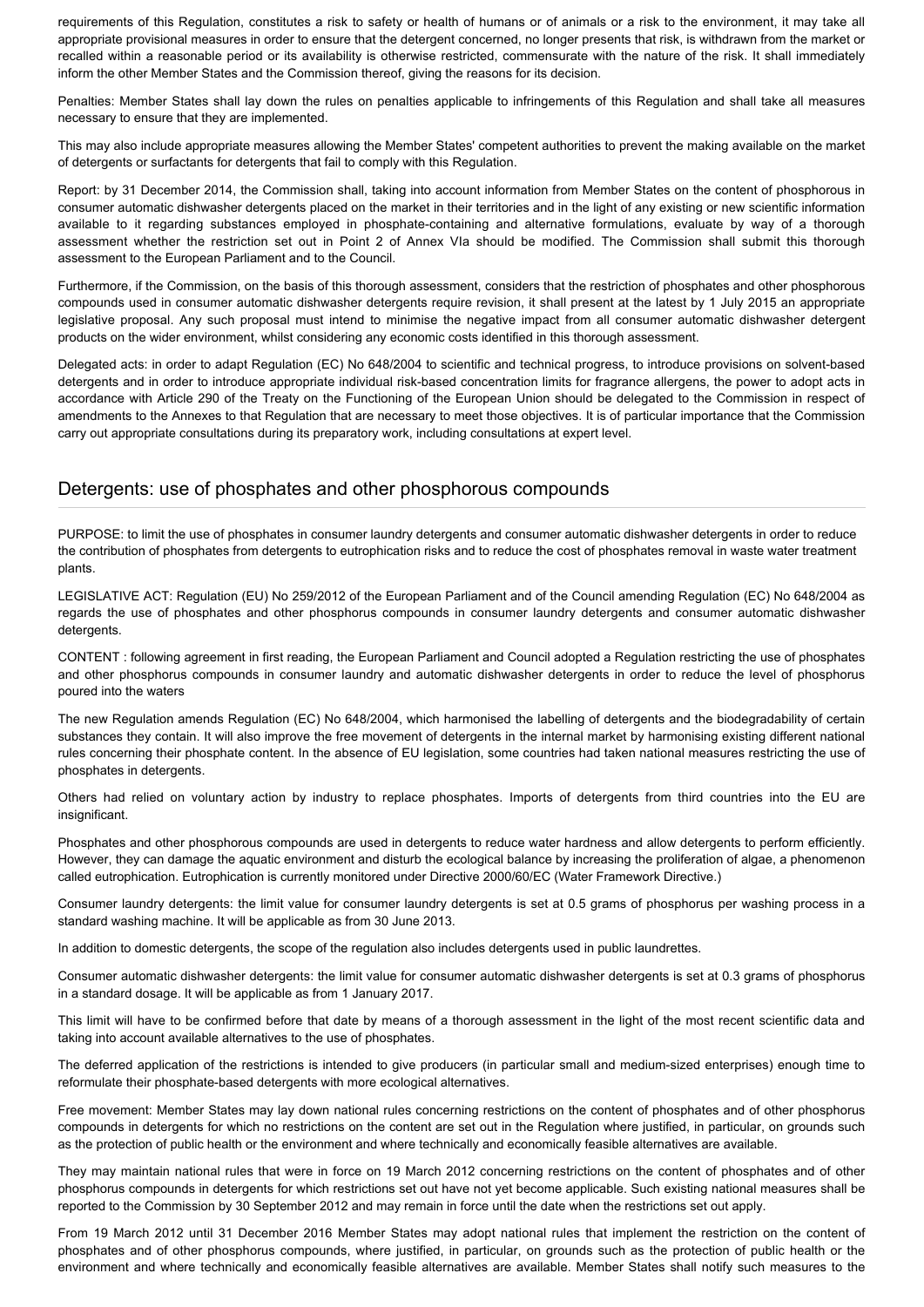requirements of this Regulation, constitutes a risk to safety or health of humans or of animals or a risk to the environment, it may take all appropriate provisional measures in order to ensure that the detergent concerned, no longer presents that risk, is withdrawn from the market or recalled within a reasonable period or its availability is otherwise restricted, commensurate with the nature of the risk. It shall immediately inform the other Member States and the Commission thereof, giving the reasons for its decision.

Penalties: Member States shall lay down the rules on penalties applicable to infringements of this Regulation and shall take all measures necessary to ensure that they are implemented.

This may also include appropriate measures allowing the Member States' competent authorities to prevent the making available on the market of detergents or surfactants for detergents that fail to comply with this Regulation.

Report: by 31 December 2014, the Commission shall, taking into account information from Member States on the content of phosphorous in consumer automatic dishwasher detergents placed on the market in their territories and in the light of any existing or new scientific information available to it regarding substances employed in phosphate-containing and alternative formulations, evaluate by way of a thorough assessment whether the restriction set out in Point 2 of Annex VIa should be modified. The Commission shall submit this thorough assessment to the European Parliament and to the Council.

Furthermore, if the Commission, on the basis of this thorough assessment, considers that the restriction of phosphates and other phosphorous compounds used in consumer automatic dishwasher detergents require revision, it shall present at the latest by 1 July 2015 an appropriate legislative proposal. Any such proposal must intend to minimise the negative impact from all consumer automatic dishwasher detergent products on the wider environment, whilst considering any economic costs identified in this thorough assessment.

Delegated acts: in order to adapt Regulation (EC) No 648/2004 to scientific and technical progress, to introduce provisions on solvent-based detergents and in order to introduce appropriate individual risk-based concentration limits for fragrance allergens, the power to adopt acts in accordance with Article 290 of the Treaty on the Functioning of the European Union should be delegated to the Commission in respect of amendments to the Annexes to that Regulation that are necessary to meet those objectives. It is of particular importance that the Commission carry out appropriate consultations during its preparatory work, including consultations at expert level.

## Detergents: use of phosphates and other phosphorous compounds

PURPOSE: to limit the use of phosphates in consumer laundry detergents and consumer automatic dishwasher detergents in order to reduce the contribution of phosphates from detergents to eutrophication risks and to reduce the cost of phosphates removal in waste water treatment plants.

LEGISLATIVE ACT: Regulation (EU) No 259/2012 of the European Parliament and of the Council amending Regulation (EC) No 648/2004 as regards the use of phosphates and other phosphorus compounds in consumer laundry detergents and consumer automatic dishwasher detergents.

CONTENT : following agreement in first reading, the European Parliament and Council adopted a Regulation restricting the use of phosphates and other phosphorus compounds in consumer laundry and automatic dishwasher detergents in order to reduce the level of phosphorus poured into the waters

The new Regulation amends Regulation (EC) No 648/2004, which harmonised the labelling of detergents and the biodegradability of certain substances they contain. It will also improve the free movement of detergents in the internal market by harmonising existing different national rules concerning their phosphate content. In the absence of EU legislation, some countries had taken national measures restricting the use of phosphates in detergents.

Others had relied on voluntary action by industry to replace phosphates. Imports of detergents from third countries into the EU are insignificant.

Phosphates and other phosphorous compounds are used in detergents to reduce water hardness and allow detergents to perform efficiently. However, they can damage the aquatic environment and disturb the ecological balance by increasing the proliferation of algae, a phenomenon called eutrophication. Eutrophication is currently monitored under Directive 2000/60/EC (Water Framework Directive.)

Consumer laundry detergents: the limit value for consumer laundry detergents is set at 0.5 grams of phosphorus per washing process in a standard washing machine. It will be applicable as from 30 June 2013.

In addition to domestic detergents, the scope of the regulation also includes detergents used in public laundrettes.

Consumer automatic dishwasher detergents: the limit value for consumer automatic dishwasher detergents is set at 0.3 grams of phosphorus in a standard dosage. It will be applicable as from 1 January 2017.

This limit will have to be confirmed before that date by means of a thorough assessment in the light of the most recent scientific data and taking into account available alternatives to the use of phosphates.

The deferred application of the restrictions is intended to give producers (in particular small and medium-sized enterprises) enough time to reformulate their phosphate-based detergents with more ecological alternatives.

Free movement: Member States may lay down national rules concerning restrictions on the content of phosphates and of other phosphorus compounds in detergents for which no restrictions on the content are set out in the Regulation where justified, in particular, on grounds such as the protection of public health or the environment and where technically and economically feasible alternatives are available.

They may maintain national rules that were in force on 19 March 2012 concerning restrictions on the content of phosphates and of other phosphorus compounds in detergents for which restrictions set out have not yet become applicable. Such existing national measures shall be reported to the Commission by 30 September 2012 and may remain in force until the date when the restrictions set out apply.

From 19 March 2012 until 31 December 2016 Member States may adopt national rules that implement the restriction on the content of phosphates and of other phosphorus compounds, where justified, in particular, on grounds such as the protection of public health or the environment and where technically and economically feasible alternatives are available. Member States shall notify such measures to the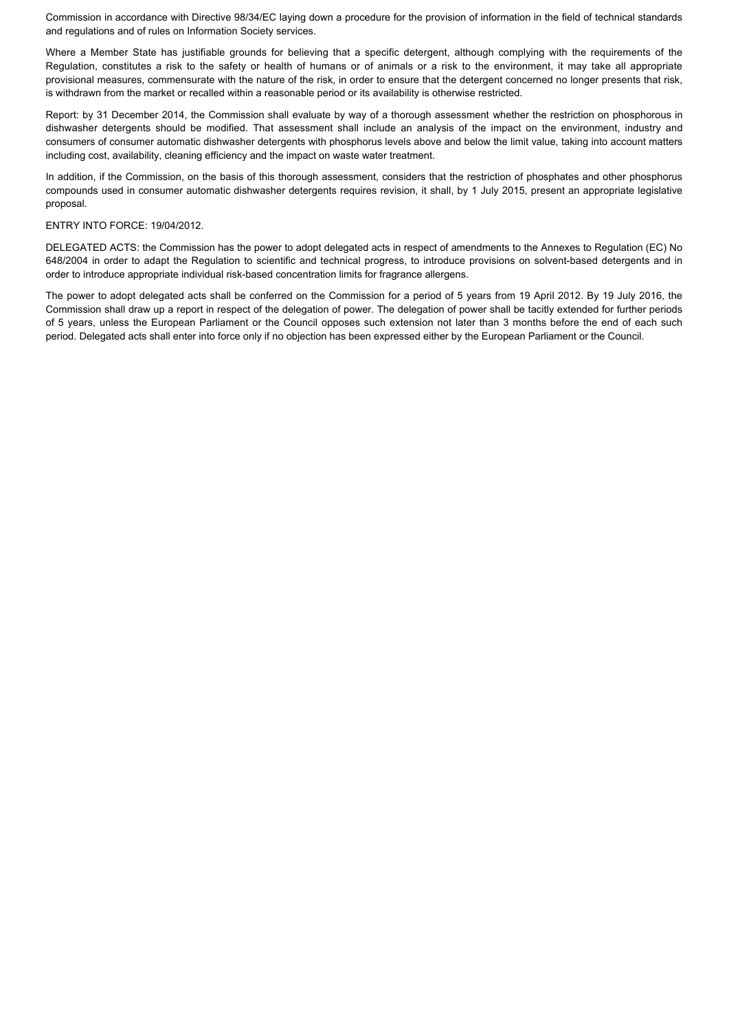Commission in accordance with Directive 98/34/EC laying down a procedure for the provision of information in the field of technical standards and regulations and of rules on Information Society services.

Where a Member State has justifiable grounds for believing that a specific detergent, although complying with the requirements of the Regulation, constitutes a risk to the safety or health of humans or of animals or a risk to the environment, it may take all appropriate provisional measures, commensurate with the nature of the risk, in order to ensure that the detergent concerned no longer presents that risk, is withdrawn from the market or recalled within a reasonable period or its availability is otherwise restricted.

Report: by 31 December 2014, the Commission shall evaluate by way of a thorough assessment whether the restriction on phosphorous in dishwasher detergents should be modified. That assessment shall include an analysis of the impact on the environment, industry and consumers of consumer automatic dishwasher detergents with phosphorus levels above and below the limit value, taking into account matters including cost, availability, cleaning efficiency and the impact on waste water treatment.

In addition, if the Commission, on the basis of this thorough assessment, considers that the restriction of phosphates and other phosphorus compounds used in consumer automatic dishwasher detergents requires revision, it shall, by 1 July 2015, present an appropriate legislative proposal.

ENTRY INTO FORCE: 19/04/2012.

DELEGATED ACTS: the Commission has the power to adopt delegated acts in respect of amendments to the Annexes to Regulation (EC) No 648/2004 in order to adapt the Regulation to scientific and technical progress, to introduce provisions on solvent-based detergents and in order to introduce appropriate individual risk-based concentration limits for fragrance allergens.

The power to adopt delegated acts shall be conferred on the Commission for a period of 5 years from 19 April 2012. By 19 July 2016, the Commission shall draw up a report in respect of the delegation of power. The delegation of power shall be tacitly extended for further periods of 5 years, unless the European Parliament or the Council opposes such extension not later than 3 months before the end of each such period. Delegated acts shall enter into force only if no objection has been expressed either by the European Parliament or the Council.